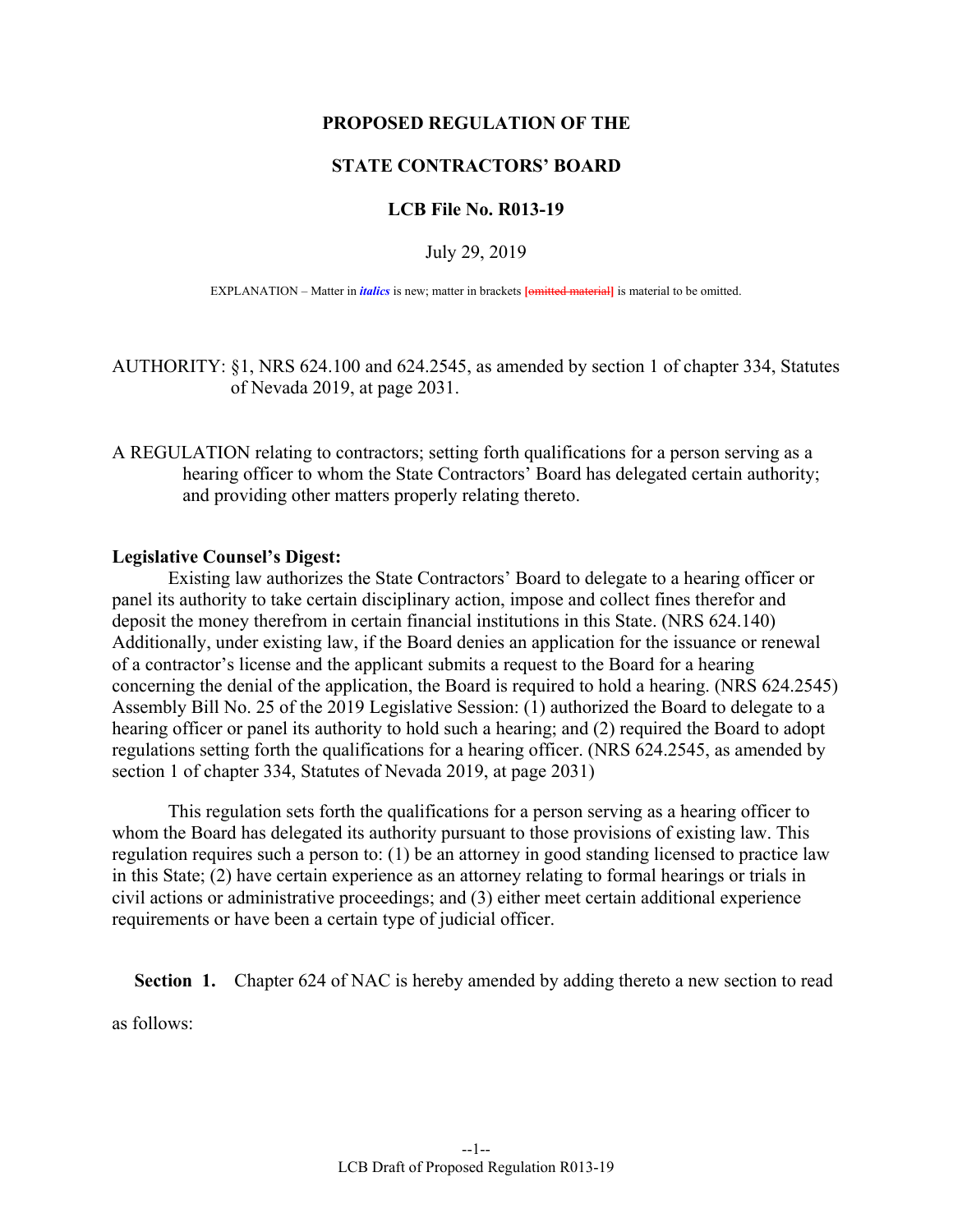**PROPOSED REGULATION OF THE**

**STATE CONTRACTORS' BOARD**

**LCB File No. R013-19**

July 29, 2019

EXPLANATION – Matter in *italics* is new; matter in brackets [~~omitted material~~] is material to be omitted.

AUTHORITY: §1, NRS 624.100 and 624.2545, as amended by section 1 of chapter 334, Statutes of Nevada 2019, at page 2031.

A REGULATION relating to contractors; setting forth qualifications for a person serving as a hearing officer to whom the State Contractors' Board has delegated certain authority; and providing other matters properly relating thereto.

**Legislative Counsel's Digest:**

Existing law authorizes the State Contractors' Board to delegate to a hearing officer or panel its authority to take certain disciplinary action, impose and collect fines therefor and deposit the money therefrom in certain financial institutions in this State. (NRS 624.140) Additionally, under existing law, if the Board denies an application for the issuance or renewal of a contractor's license and the applicant submits a request to the Board for a hearing concerning the denial of the application, the Board is required to hold a hearing. (NRS 624.2545) Assembly Bill No. 25 of the 2019 Legislative Session: (1) authorized the Board to delegate to a hearing officer or panel its authority to hold such a hearing; and (2) required the Board to adopt regulations setting forth the qualifications for a hearing officer. (NRS 624.2545, as amended by section 1 of chapter 334, Statutes of Nevada 2019, at page 2031)

This regulation sets forth the qualifications for a person serving as a hearing officer to whom the Board has delegated its authority pursuant to those provisions of existing law. This regulation requires such a person to: (1) be an attorney in good standing licensed to practice law in this State; (2) have certain experience as an attorney relating to formal hearings or trials in civil actions or administrative proceedings; and (3) either meet certain additional experience requirements or have been a certain type of judicial officer.

**Section 1.** Chapter 624 of NAC is hereby amended by adding thereto a new section to read as follows: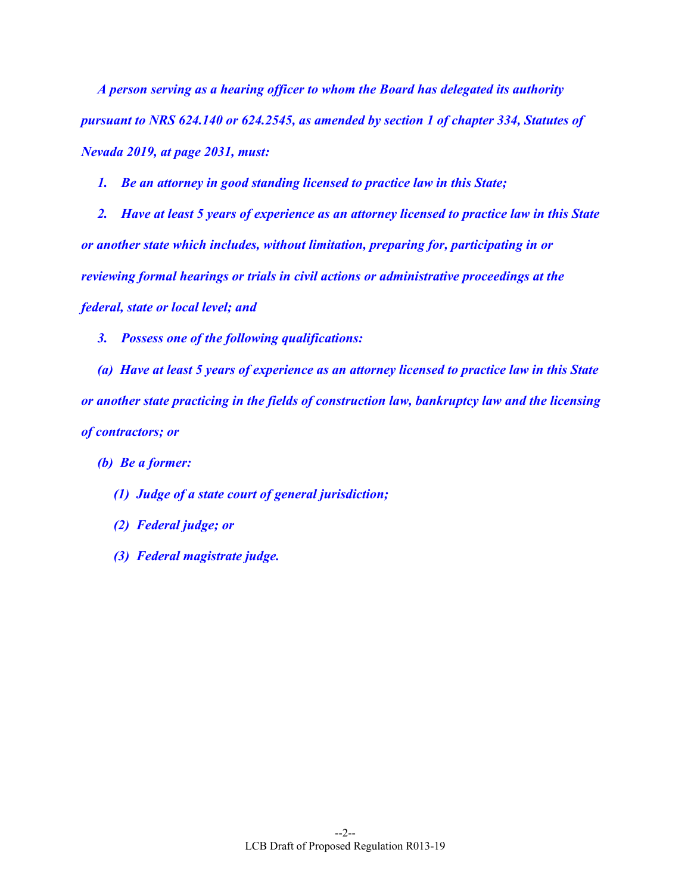***A person serving as a hearing officer to whom the Board has delegated its authority pursuant to NRS 624.140 or 624.2545, as amended by section 1 of chapter 334, Statutes of Nevada 2019, at page 2031, must:***

***1. Be an attorney in good standing licensed to practice law in this State;***

***2. Have at least 5 years of experience as an attorney licensed to practice law in this State or another state which includes, without limitation, preparing for, participating in or reviewing formal hearings or trials in civil actions or administrative proceedings at the federal, state or local level; and***

***3. Possess one of the following qualifications:***

***(a) Have at least 5 years of experience as an attorney licensed to practice law in this State or another state practicing in the fields of construction law, bankruptcy law and the licensing of contractors; or***

***(b) Be a former:***

***(1) Judge of a state court of general jurisdiction;***

***(2) Federal judge; or***

***(3) Federal magistrate judge.***

LCB Draft of Proposed Regulation R013-19